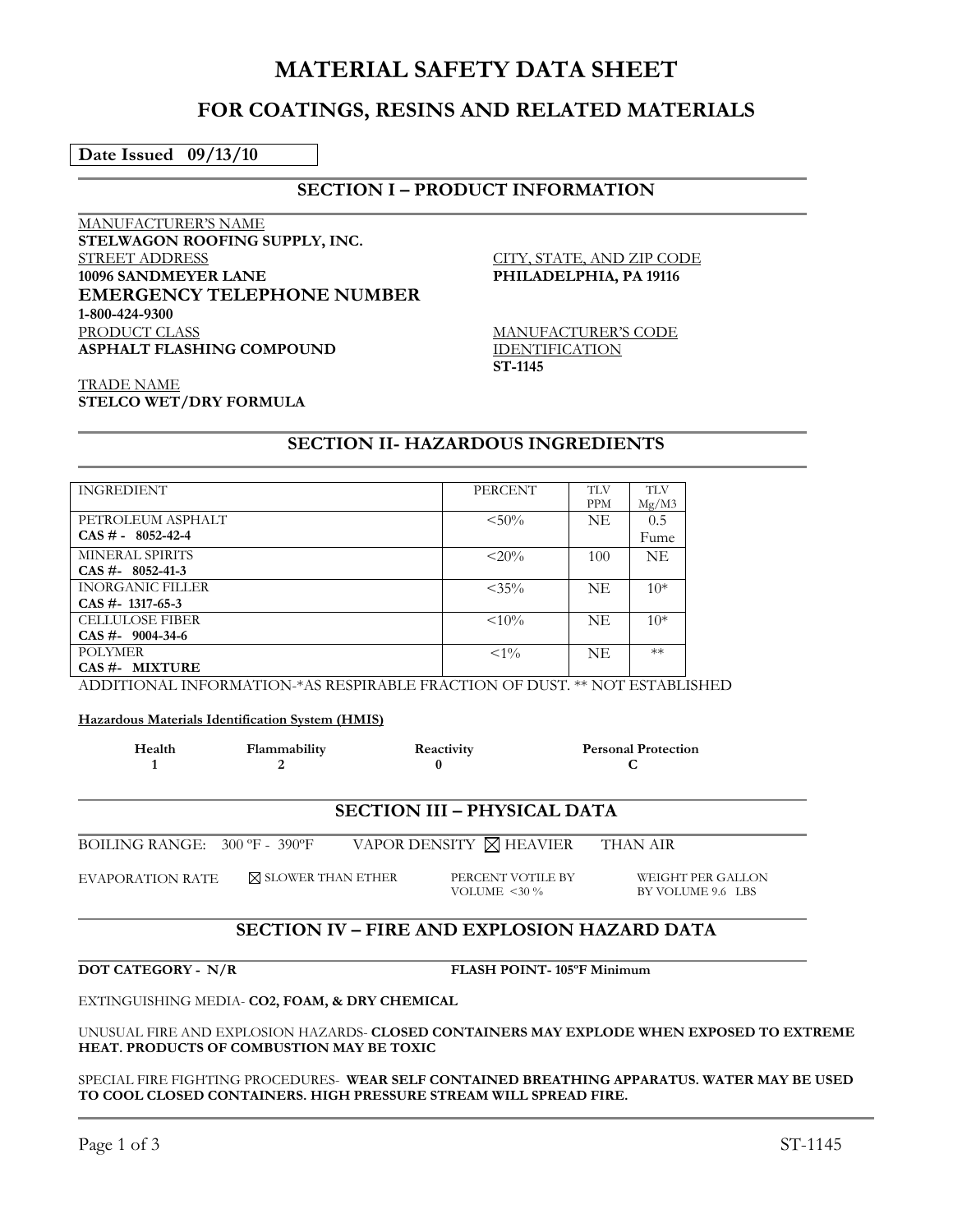# MATERIAL SAFETY DATA SHEET

## FOR COATINGS, RESINS AND RELATED MATERIALS

**Date Issued 09/13/10**

## SECTION I – PRODUCT INFORMATION

MANUFACTURER'S NAME
**STELWAGON ROOFING SUPPLY, INC.**

STREET ADDRESS
**10096 SANDMEYER LANE**

CITY, STATE, AND ZIP CODE
**PHILADELPHIA, PA 19116**

**EMERGENCY TELEPHONE NUMBER**
**1-800-424-9300**

PRODUCT CLASS
**ASPHALT FLASHING COMPOUND**

MANUFACTURER'S CODE IDENTIFICATION
**ST-1145**

TRADE NAME
**STELCO WET/DRY FORMULA**

## SECTION II- HAZARDOUS INGREDIENTS

| INGREDIENT | PERCENT | TLV PPM | TLV Mg/M3 |
|---|---|---|---|
| PETROLEUM ASPHALT **CAS # - 8052-42-4** | <50% | NE | 0.5 Fume |
| MINERAL SPIRITS **CAS #- 8052-41-3** | <20% | 100 | NE |
| INORGANIC FILLER **CAS #- 1317-65-3** | <35% | NE | 10* |
| CELLULOSE FIBER **CAS #- 9004-34-6** | <10% | NE | 10* |
| POLYMER **CAS #- MIXTURE** | <1% | NE | ** |

ADDITIONAL INFORMATION-*AS RESPIRABLE FRACTION OF DUST. ** NOT ESTABLISHED

**Hazardous Materials Identification System (HMIS)**

| Health | Flammability | Reactivity | Personal Protection |
|---|---|---|---|
| 1 | 2 | 0 | C |

## SECTION III – PHYSICAL DATA

BOILING RANGE: 300 ºF - 390ºF VAPOR DENSITY ☒ HEAVIER THAN AIR

EVAPORATION RATE ☒ SLOWER THAN ETHER PERCENT VOTILE BY VOLUME <30 % WEIGHT PER GALLON BY VOLUME 9.6 LBS

## SECTION IV – FIRE AND EXPLOSION HAZARD DATA

**DOT CATEGORY - N/R** **FLASH POINT- 105ºF Minimum**

EXTINGUISHING MEDIA- **CO2, FOAM, & DRY CHEMICAL**

UNUSUAL FIRE AND EXPLOSION HAZARDS- **CLOSED CONTAINERS MAY EXPLODE WHEN EXPOSED TO EXTREME HEAT. PRODUCTS OF COMBUSTION MAY BE TOXIC**

SPECIAL FIRE FIGHTING PROCEDURES- **WEAR SELF CONTAINED BREATHING APPARATUS. WATER MAY BE USED TO COOL CLOSED CONTAINERS. HIGH PRESSURE STREAM WILL SPREAD FIRE.**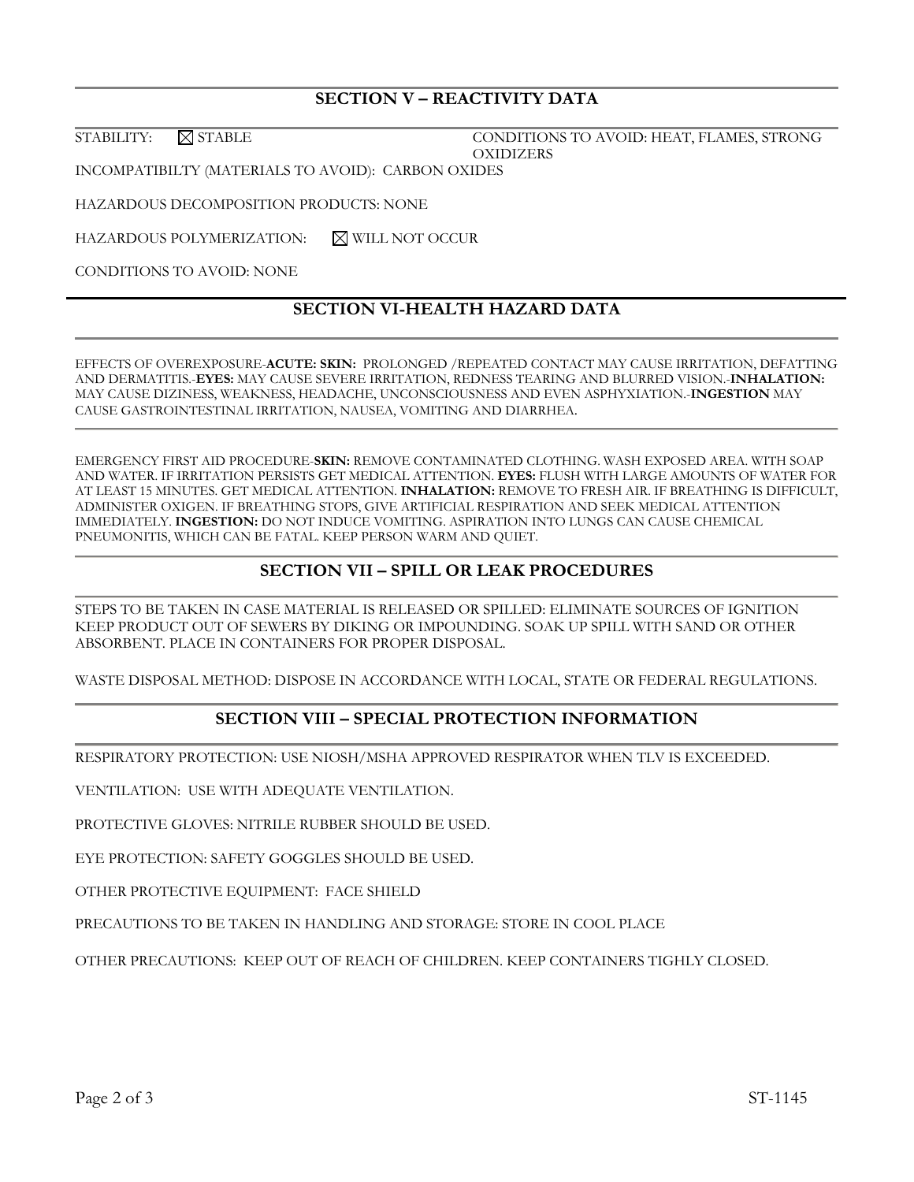## SECTION V – REACTIVITY DATA

STABILITY: ☒ STABLE

CONDITIONS TO AVOID: HEAT, FLAMES, STRONG OXIDIZERS

INCOMPATIBILTY (MATERIALS TO AVOID): CARBON OXIDES

HAZARDOUS DECOMPOSITION PRODUCTS: NONE

HAZARDOUS POLYMERIZATION: ☒ WILL NOT OCCUR

CONDITIONS TO AVOID: NONE

## SECTION VI-HEALTH HAZARD DATA

EFFECTS OF OVEREXPOSURE-**ACUTE: SKIN:** PROLONGED /REPEATED CONTACT MAY CAUSE IRRITATION, DEFATTING AND DERMATITIS.-**EYES:** MAY CAUSE SEVERE IRRITATION, REDNESS TEARING AND BLURRED VISION.-**INHALATION:** MAY CAUSE DIZINESS, WEAKNESS, HEADACHE, UNCONSCIOUSNESS AND EVEN ASPHYXIATION.-**INGESTION** MAY CAUSE GASTROINTESTINAL IRRITATION, NAUSEA, VOMITING AND DIARRHEA.

EMERGENCY FIRST AID PROCEDURE-**SKIN:** REMOVE CONTAMINATED CLOTHING. WASH EXPOSED AREA. WITH SOAP AND WATER. IF IRRITATION PERSISTS GET MEDICAL ATTENTION. **EYES:** FLUSH WITH LARGE AMOUNTS OF WATER FOR AT LEAST 15 MINUTES. GET MEDICAL ATTENTION. **INHALATION:** REMOVE TO FRESH AIR. IF BREATHING IS DIFFICULT, ADMINISTER OXIGEN. IF BREATHING STOPS, GIVE ARTIFICIAL RESPIRATION AND SEEK MEDICAL ATTENTION IMMEDIATELY. **INGESTION:** DO NOT INDUCE VOMITING. ASPIRATION INTO LUNGS CAN CAUSE CHEMICAL PNEUMONITIS, WHICH CAN BE FATAL. KEEP PERSON WARM AND QUIET.

## SECTION VII – SPILL OR LEAK PROCEDURES

STEPS TO BE TAKEN IN CASE MATERIAL IS RELEASED OR SPILLED: ELIMINATE SOURCES OF IGNITION KEEP PRODUCT OUT OF SEWERS BY DIKING OR IMPOUNDING. SOAK UP SPILL WITH SAND OR OTHER ABSORBENT. PLACE IN CONTAINERS FOR PROPER DISPOSAL.

WASTE DISPOSAL METHOD: DISPOSE IN ACCORDANCE WITH LOCAL, STATE OR FEDERAL REGULATIONS.

## SECTION VIII – SPECIAL PROTECTION INFORMATION

RESPIRATORY PROTECTION: USE NIOSH/MSHA APPROVED RESPIRATOR WHEN TLV IS EXCEEDED.

VENTILATION: USE WITH ADEQUATE VENTILATION.

PROTECTIVE GLOVES: NITRILE RUBBER SHOULD BE USED.

EYE PROTECTION: SAFETY GOGGLES SHOULD BE USED.

OTHER PROTECTIVE EQUIPMENT: FACE SHIELD

PRECAUTIONS TO BE TAKEN IN HANDLING AND STORAGE: STORE IN COOL PLACE

OTHER PRECAUTIONS: KEEP OUT OF REACH OF CHILDREN. KEEP CONTAINERS TIGHLY CLOSED.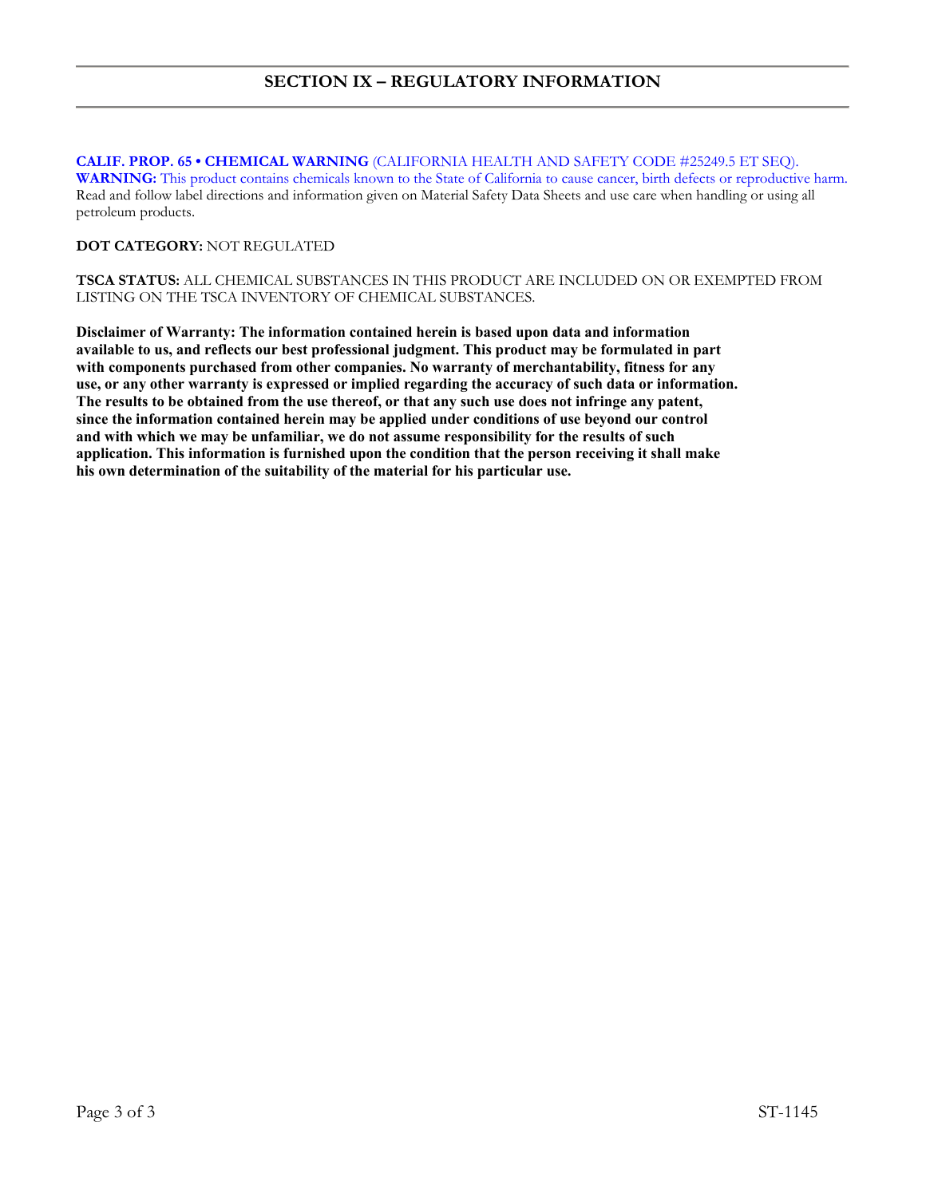## SECTION IX – REGULATORY INFORMATION

**CALIF. PROP. 65 • CHEMICAL WARNING** (CALIFORNIA HEALTH AND SAFETY CODE #25249.5 ET SEQ).
**WARNING:** This product contains chemicals known to the State of California to cause cancer, birth defects or reproductive harm. Read and follow label directions and information given on Material Safety Data Sheets and use care when handling or using all petroleum products.

**DOT CATEGORY:** NOT REGULATED

**TSCA STATUS:** ALL CHEMICAL SUBSTANCES IN THIS PRODUCT ARE INCLUDED ON OR EXEMPTED FROM LISTING ON THE TSCA INVENTORY OF CHEMICAL SUBSTANCES.

**Disclaimer of Warranty: The information contained herein is based upon data and information available to us, and reflects our best professional judgment. This product may be formulated in part with components purchased from other companies. No warranty of merchantability, fitness for any use, or any other warranty is expressed or implied regarding the accuracy of such data or information. The results to be obtained from the use thereof, or that any such use does not infringe any patent, since the information contained herein may be applied under conditions of use beyond our control and with which we may be unfamiliar, we do not assume responsibility for the results of such application. This information is furnished upon the condition that the person receiving it shall make his own determination of the suitability of the material for his particular use.**